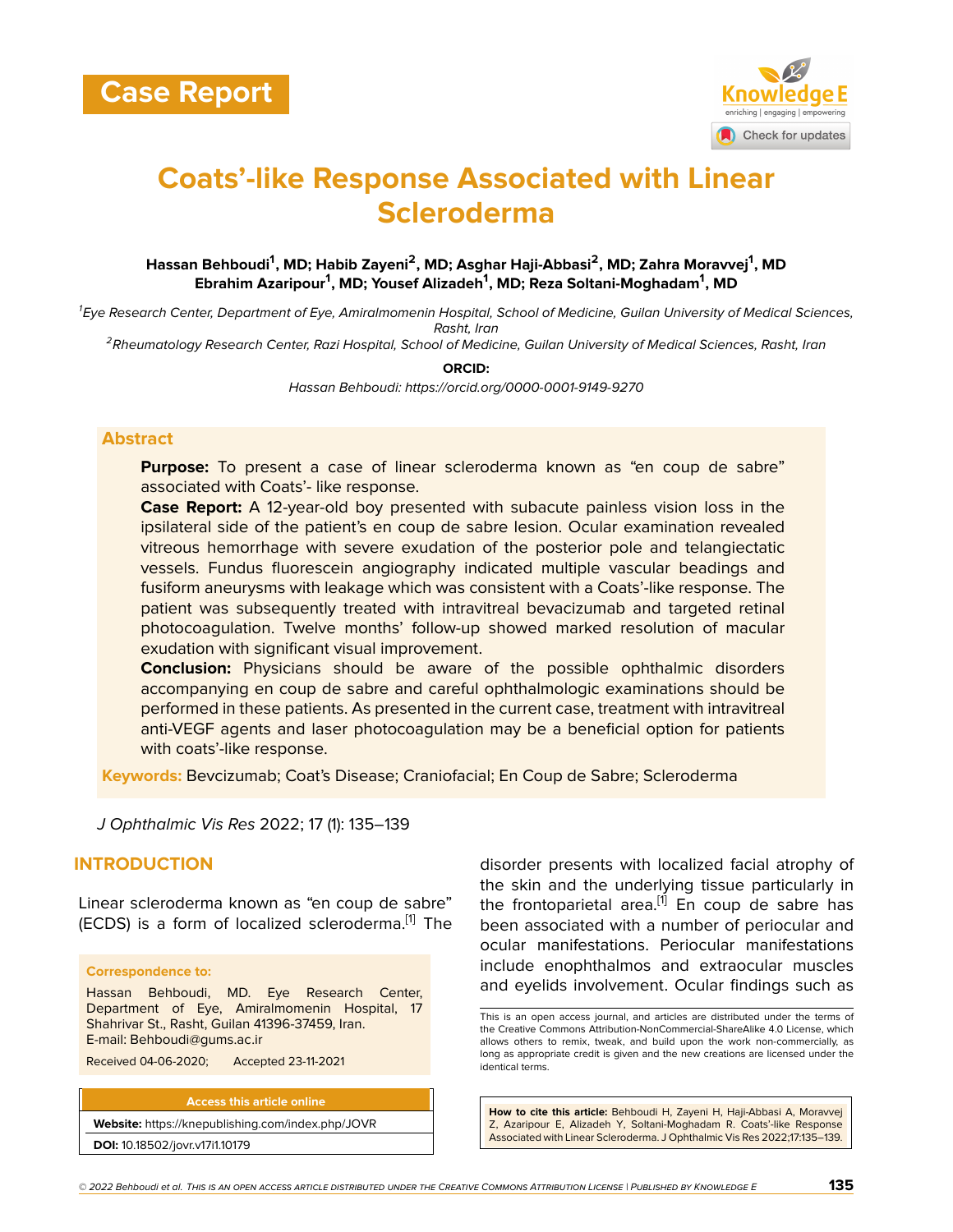Case Report

# Coats'-like Response Associated with Linear Scleroderma

**Hassan Behboudi[1], MD; Habib Zayeni[2], MD; Asghar Haji-Abbasi[2], MD; Zahra Moravvej[1], MD Ebrahim Azaripour[1], MD; Yousef Alizadeh[1], MD; Reza Soltani-Moghadam[1], MD**

[1]*Eye Research Center, Department of Eye, Amiralmomenin Hospital, School of Medicine, Guilan University of Medical Sciences, Rasht, Iran*

[2]*Rheumatology Research Center, Razi Hospital, School of Medicine, Guilan University of Medical Sciences, Rasht, Iran*

**ORCID:**

*Hassan Behboudi: https://orcid.org/0000-0001-9149-9270*

## Abstract

**Purpose:** To present a case of linear scleroderma known as "en coup de sabre" associated with Coats'- like response.

**Case Report:** A 12-year-old boy presented with subacute painless vision loss in the ipsilateral side of the patient's en coup de sabre lesion. Ocular examination revealed vitreous hemorrhage with severe exudation of the posterior pole and telangiectatic vessels. Fundus fluorescein angiography indicated multiple vascular beadings and fusiform aneurysms with leakage which was consistent with a Coats'-like response. The patient was subsequently treated with intravitreal bevacizumab and targeted retinal photocoagulation. Twelve months' follow-up showed marked resolution of macular exudation with significant visual improvement.

**Conclusion:** Physicians should be aware of the possible ophthalmic disorders accompanying en coup de sabre and careful ophthalmologic examinations should be performed in these patients. As presented in the current case, treatment with intravitreal anti-VEGF agents and laser photocoagulation may be a beneficial option for patients with coats'-like response.

**Keywords:** Bevcizumab; Coat's Disease; Craniofacial; En Coup de Sabre; Scleroderma

*J Ophthalmic Vis Res* 2022; 17 (1): 135–139

## INTRODUCTION

Linear scleroderma known as "en coup de sabre" (ECDS) is a form of localized scleroderma.[1] The disorder presents with localized facial atrophy of the skin and the underlying tissue particularly in the frontoparietal area.[1] En coup de sabre has been associated with a number of periocular and ocular manifestations. Periocular manifestations include enophthalmos and extraocular muscles and eyelids involvement. Ocular findings such as

**Correspondence to:**

Hassan Behboudi, MD. Eye Research Center, Department of Eye, Amiralmomenin Hospital, 17 Shahrivar St., Rasht, Guilan 41396-37459, Iran.
E-mail: Behboudi@gums.ac.ir

Received 04-06-2020; Accepted 23-11-2021

**Access this article online**

**Website:** https://knepublishing.com/index.php/JOVR

**DOI:** 10.18502/jovr.v17i1.10179

This is an open access journal, and articles are distributed under the terms of the Creative Commons Attribution-NonCommercial-ShareAlike 4.0 License, which allows others to remix, tweak, and build upon the work non-commercially, as long as appropriate credit is given and the new creations are licensed under the identical terms.

**How to cite this article:** Behboudi H, Zayeni H, Haji-Abbasi A, Moravvej Z, Azaripour E, Alizadeh Y, Soltani-Moghadam R. Coats'-like Response Associated with Linear Scleroderma. J Ophthalmic Vis Res 2022;17:135–139.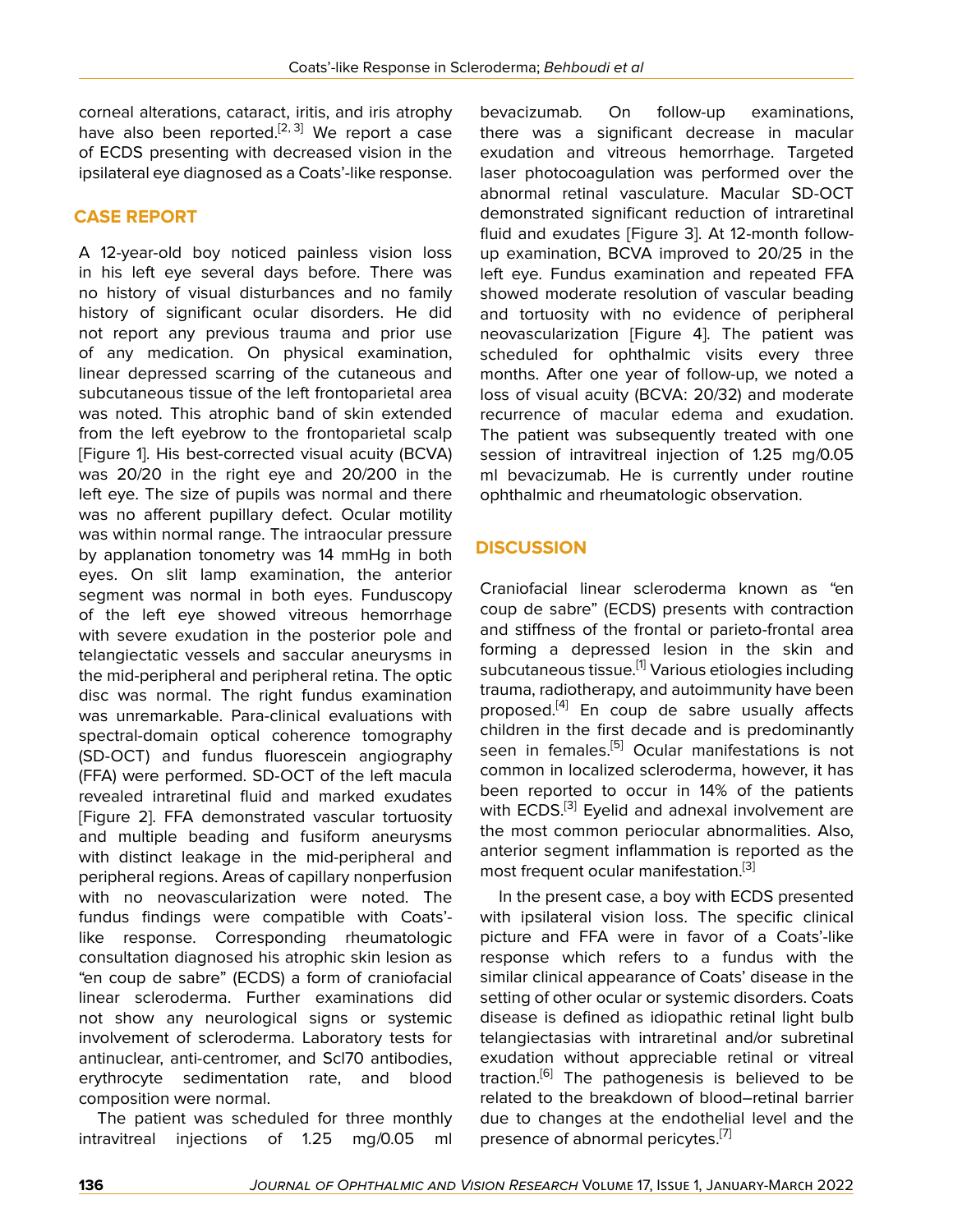corneal alterations, cataract, iritis, and iris atrophy have also been reported.[2, 3] We report a case of ECDS presenting with decreased vision in the ipsilateral eye diagnosed as a Coats'-like response.

## CASE REPORT

A 12-year-old boy noticed painless vision loss in his left eye several days before. There was no history of visual disturbances and no family history of significant ocular disorders. He did not report any previous trauma and prior use of any medication. On physical examination, linear depressed scarring of the cutaneous and subcutaneous tissue of the left frontoparietal area was noted. This atrophic band of skin extended from the left eyebrow to the frontoparietal scalp [Figure 1]. His best-corrected visual acuity (BCVA) was 20/20 in the right eye and 20/200 in the left eye. The size of pupils was normal and there was no afferent pupillary defect. Ocular motility was within normal range. The intraocular pressure by applanation tonometry was 14 mmHg in both eyes. On slit lamp examination, the anterior segment was normal in both eyes. Funduscopy of the left eye showed vitreous hemorrhage with severe exudation in the posterior pole and telangiectatic vessels and saccular aneurysms in the mid-peripheral and peripheral retina. The optic disc was normal. The right fundus examination was unremarkable. Para-clinical evaluations with spectral-domain optical coherence tomography (SD-OCT) and fundus fluorescein angiography (FFA) were performed. SD-OCT of the left macula revealed intraretinal fluid and marked exudates [Figure 2]. FFA demonstrated vascular tortuosity and multiple beading and fusiform aneurysms with distinct leakage in the mid-peripheral and peripheral regions. Areas of capillary nonperfusion with no neovascularization were noted. The fundus findings were compatible with Coats'-like response. Corresponding rheumatologic consultation diagnosed his atrophic skin lesion as "en coup de sabre" (ECDS) a form of craniofacial linear scleroderma. Further examinations did not show any neurological signs or systemic involvement of scleroderma. Laboratory tests for antinuclear, anti-centromer, and Scl70 antibodies, erythrocyte sedimentation rate, and blood composition were normal.

The patient was scheduled for three monthly intravitreal injections of 1.25 mg/0.05 ml bevacizumab. On follow-up examinations, there was a significant decrease in macular exudation and vitreous hemorrhage. Targeted laser photocoagulation was performed over the abnormal retinal vasculature. Macular SD-OCT demonstrated significant reduction of intraretinal fluid and exudates [Figure 3]. At 12-month follow-up examination, BCVA improved to 20/25 in the left eye. Fundus examination and repeated FFA showed moderate resolution of vascular beading and tortuosity with no evidence of peripheral neovascularization [Figure 4]. The patient was scheduled for ophthalmic visits every three months. After one year of follow-up, we noted a loss of visual acuity (BCVA: 20/32) and moderate recurrence of macular edema and exudation. The patient was subsequently treated with one session of intravitreal injection of 1.25 mg/0.05 ml bevacizumab. He is currently under routine ophthalmic and rheumatologic observation.

## DISCUSSION

Craniofacial linear scleroderma known as "en coup de sabre" (ECDS) presents with contraction and stiffness of the frontal or parieto-frontal area forming a depressed lesion in the skin and subcutaneous tissue.[1] Various etiologies including trauma, radiotherapy, and autoimmunity have been proposed.[4] En coup de sabre usually affects children in the first decade and is predominantly seen in females.[5] Ocular manifestations is not common in localized scleroderma, however, it has been reported to occur in 14% of the patients with ECDS.[3] Eyelid and adnexal involvement are the most common periocular abnormalities. Also, anterior segment inflammation is reported as the most frequent ocular manifestation.[3]

In the present case, a boy with ECDS presented with ipsilateral vision loss. The specific clinical picture and FFA were in favor of a Coats'-like response which refers to a fundus with the similar clinical appearance of Coats' disease in the setting of other ocular or systemic disorders. Coats disease is defined as idiopathic retinal light bulb telangiectasias with intraretinal and/or subretinal exudation without appreciable retinal or vitreal traction.[6] The pathogenesis is believed to be related to the breakdown of blood–retinal barrier due to changes at the endothelial level and the presence of abnormal pericytes.[7]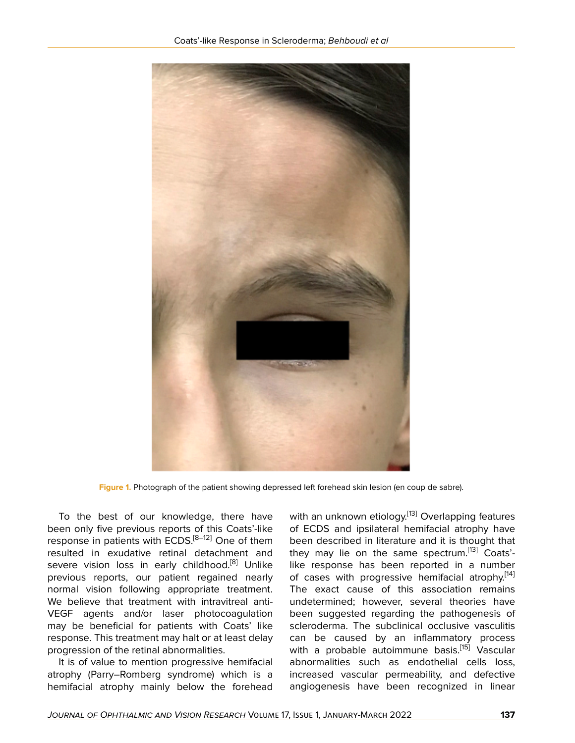Figure 1. Photograph of the patient showing depressed left forehead skin lesion (en coup de sabre).

To the best of our knowledge, there have been only five previous reports of this Coats'-like response in patients with ECDS.[8–12] One of them resulted in exudative retinal detachment and severe vision loss in early childhood.[8] Unlike previous reports, our patient regained nearly normal vision following appropriate treatment. We believe that treatment with intravitreal anti-VEGF agents and/or laser photocoagulation may be beneficial for patients with Coats' like response. This treatment may halt or at least delay progression of the retinal abnormalities.

It is of value to mention progressive hemifacial atrophy (Parry–Romberg syndrome) which is a hemifacial atrophy mainly below the forehead with an unknown etiology.[13] Overlapping features of ECDS and ipsilateral hemifacial atrophy have been described in literature and it is thought that they may lie on the same spectrum.[13] Coats'-like response has been reported in a number of cases with progressive hemifacial atrophy.[14] The exact cause of this association remains undetermined; however, several theories have been suggested regarding the pathogenesis of scleroderma. The subclinical occlusive vasculitis can be caused by an inflammatory process with a probable autoimmune basis.[15] Vascular abnormalities such as endothelial cells loss, increased vascular permeability, and defective angiogenesis have been recognized in linear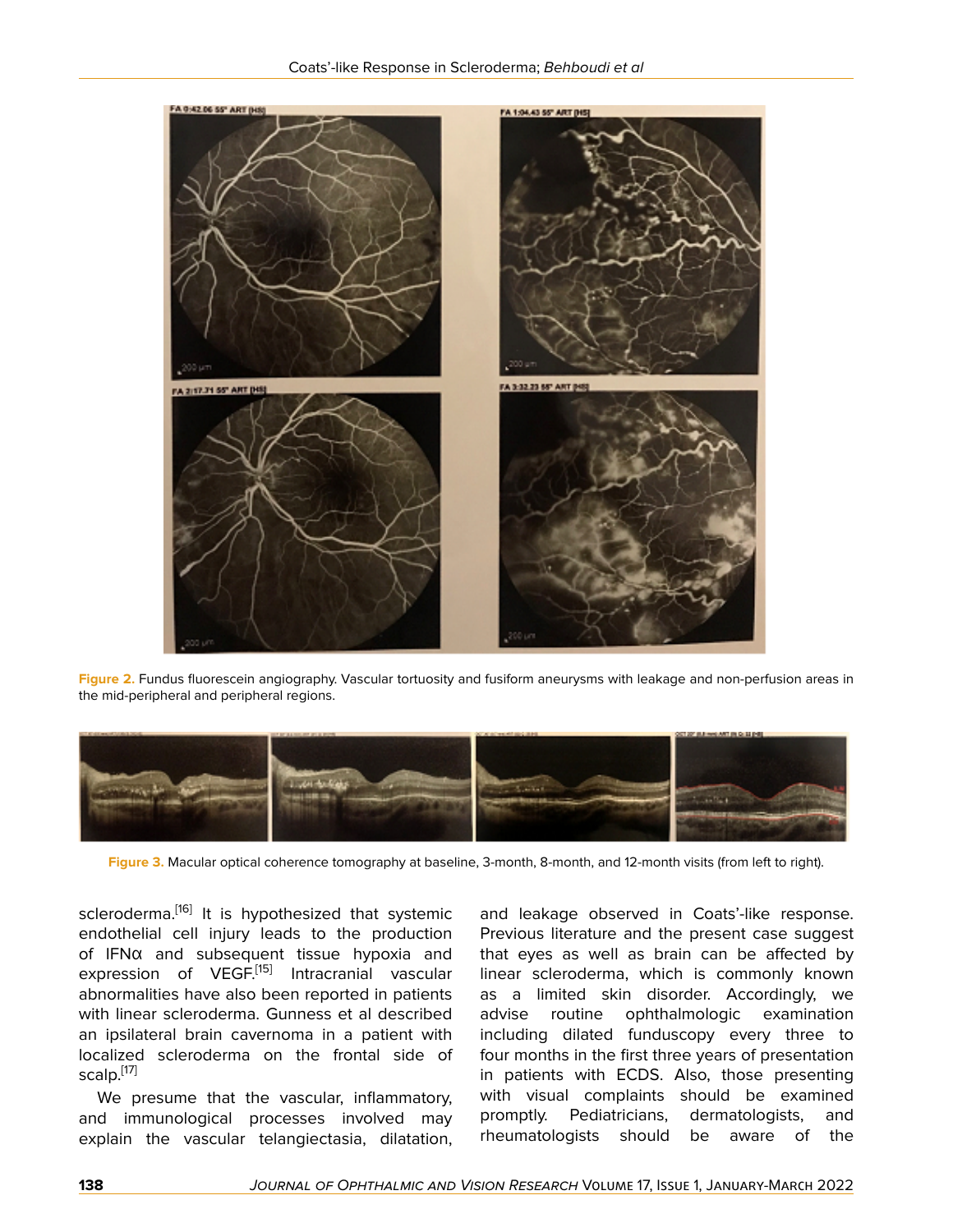**Figure 2.** Fundus fluorescein angiography. Vascular tortuosity and fusiform aneurysms with leakage and non-perfusion areas in the mid-peripheral and peripheral regions.

**Figure 3.** Macular optical coherence tomography at baseline, 3-month, 8-month, and 12-month visits (from left to right).

scleroderma.[16] It is hypothesized that systemic endothelial cell injury leads to the production of IFNα and subsequent tissue hypoxia and expression of VEGF.[15] Intracranial vascular abnormalities have also been reported in patients with linear scleroderma. Gunness et al described an ipsilateral brain cavernoma in a patient with localized scleroderma on the frontal side of scalp.[17]

We presume that the vascular, inflammatory, and immunological processes involved may explain the vascular telangiectasia, dilatation, and leakage observed in Coats'-like response. Previous literature and the present case suggest that eyes as well as brain can be affected by linear scleroderma, which is commonly known as a limited skin disorder. Accordingly, we advise routine ophthalmologic examination including dilated funduscopy every three to four months in the first three years of presentation in patients with ECDS. Also, those presenting with visual complaints should be examined promptly. Pediatricians, dermatologists, and rheumatologists should be aware of the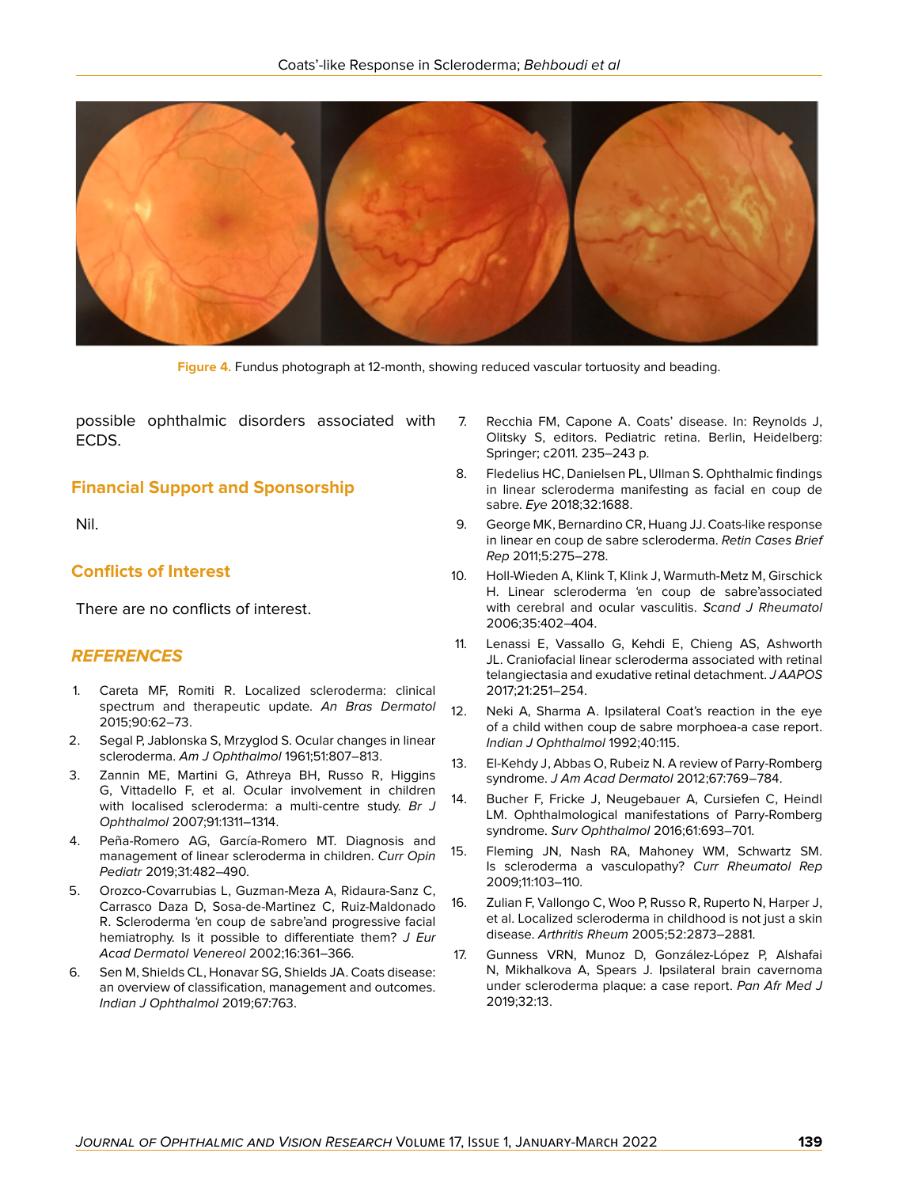Figure 4. Fundus photograph at 12-month, showing reduced vascular tortuosity and beading.

possible ophthalmic disorders associated with ECDS.

## Financial Support and Sponsorship

Nil.

## Conflicts of Interest

There are no conflicts of interest.

## REFERENCES

1. Careta MF, Romiti R. Localized scleroderma: clinical spectrum and therapeutic update. *An Bras Dermatol* 2015;90:62–73.
2. Segal P, Jablonska S, Mrzyglod S. Ocular changes in linear scleroderma. *Am J Ophthalmol* 1961;51:807–813.
3. Zannin ME, Martini G, Athreya BH, Russo R, Higgins G, Vittadello F, et al. Ocular involvement in children with localised scleroderma: a multi-centre study. *Br J Ophthalmol* 2007;91:1311–1314.
4. Peña-Romero AG, García-Romero MT. Diagnosis and management of linear scleroderma in children. *Curr Opin Pediatr* 2019;31:482–490.
5. Orozco-Covarrubias L, Guzman-Meza A, Ridaura-Sanz C, Carrasco Daza D, Sosa-de-Martinez C, Ruiz-Maldonado R. Scleroderma 'en coup de sabre'and progressive facial hemiatrophy. Is it possible to differentiate them? *J Eur Acad Dermatol Venereol* 2002;16:361–366.
6. Sen M, Shields CL, Honavar SG, Shields JA. Coats disease: an overview of classification, management and outcomes. *Indian J Ophthalmol* 2019;67:763.
7. Recchia FM, Capone A. Coats' disease. In: Reynolds J, Olitsky S, editors. Pediatric retina. Berlin, Heidelberg: Springer; c2011. 235–243 p.
8. Fledelius HC, Danielsen PL, Ullman S. Ophthalmic findings in linear scleroderma manifesting as facial en coup de sabre. *Eye* 2018;32:1688.
9. George MK, Bernardino CR, Huang JJ. Coats-like response in linear en coup de sabre scleroderma. *Retin Cases Brief Rep* 2011;5:275–278.
10. Holl-Wieden A, Klink T, Klink J, Warmuth-Metz M, Girschick H. Linear scleroderma 'en coup de sabre'associated with cerebral and ocular vasculitis. *Scand J Rheumatol* 2006;35:402–404.
11. Lenassi E, Vassallo G, Kehdi E, Chieng AS, Ashworth JL. Craniofacial linear scleroderma associated with retinal telangiectasia and exudative retinal detachment. *J AAPOS* 2017;21:251–254.
12. Neki A, Sharma A. Ipsilateral Coat's reaction in the eye of a child withen coup de sabre morphoea-a case report. *Indian J Ophthalmol* 1992;40:115.
13. El-Kehdy J, Abbas O, Rubeiz N. A review of Parry-Romberg syndrome. *J Am Acad Dermatol* 2012;67:769–784.
14. Bucher F, Fricke J, Neugebauer A, Cursiefen C, Heindl LM. Ophthalmological manifestations of Parry-Romberg syndrome. *Surv Ophthalmol* 2016;61:693–701.
15. Fleming JN, Nash RA, Mahoney WM, Schwartz SM. Is scleroderma a vasculopathy? *Curr Rheumatol Rep* 2009;11:103–110.
16. Zulian F, Vallongo C, Woo P, Russo R, Ruperto N, Harper J, et al. Localized scleroderma in childhood is not just a skin disease. *Arthritis Rheum* 2005;52:2873–2881.
17. Gunness VRN, Munoz D, González-López P, Alshafai N, Mikhalkova A, Spears J. Ipsilateral brain cavernoma under scleroderma plaque: a case report. *Pan Afr Med J* 2019;32:13.